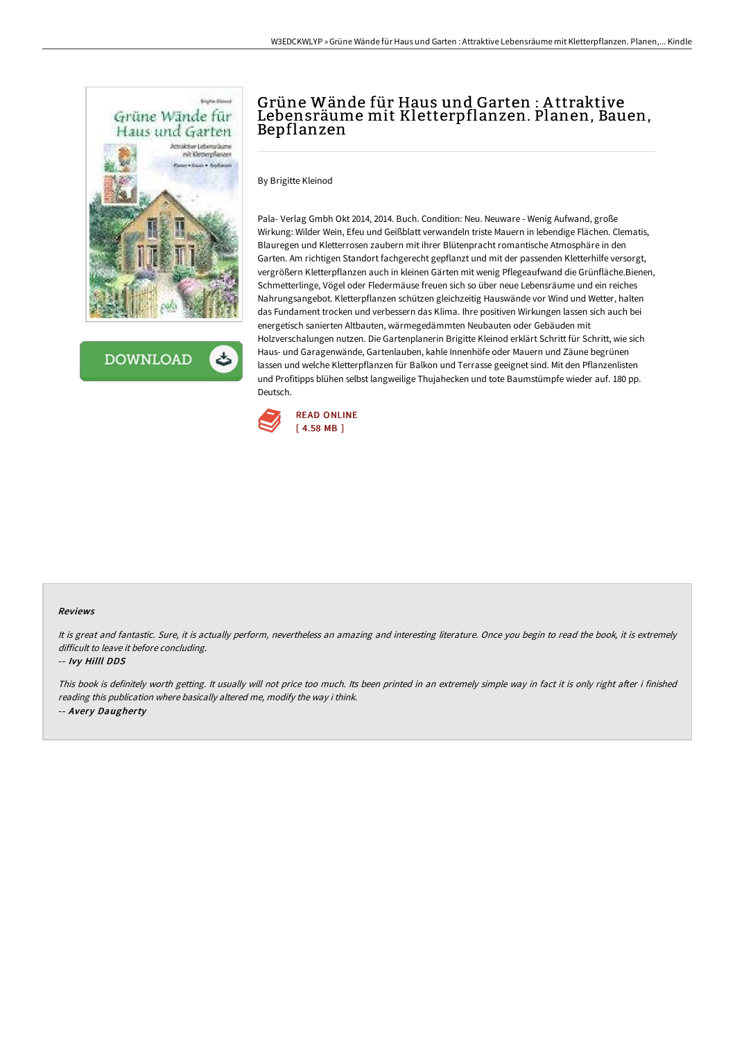# Grüne Wände für Haus und Garten : Attraktive Lebensräume mit Kletterpflanzen. Planen, Bauen, Bepflanzen

By Brigitte Kleinod

Pala- Verlag Gmbh Okt 2014, 2014. Buch. Condition: Neu. Neuware - Wenig Aufwand, große Wirkung: Wilder Wein, Efeu und Geißblatt verwandeln triste Mauern in lebendige Flächen. Clematis, Blauregen und Kletterrosen zaubern mit ihrer Blütenpracht romantische Atmosphäre in den Garten. Am richtigen Standort fachgerecht gepflanzt und mit der passenden Kletterhilfe versorgt, vergrößern Kletterpflanzen auch in kleinen Gärten mit wenig Pflegeaufwand die Grünfläche.Bienen, Schmetterlinge, Vögel oder Fledermäuse freuen sich so über neue Lebensräume und ein reiches Nahrungsangebot. Kletterpflanzen schützen gleichzeitig Hauswände vor Wind und Wetter, halten das Fundament trocken und verbessern das Klima. Ihre positiven Wirkungen lassen sich auch bei energetisch sanierten Altbauten, wärmegedämmten Neubauten oder Gebäuden mit Holzverschalungen nutzen. Die Gartenplanerin Brigitte Kleinod erklärt Schritt für Schritt, wie sich Haus- und Garagenwände, Gartenlauben, kahle Innenhöfe oder Mauern und Zäune begrünen lassen und welche Kletterpflanzen für Balkon und Terrasse geeignet sind. Mit den Pflanzenlisten und Profitipps blühen selbst langweilige Thujahecken und tote Baumstümpfe wieder auf. 180 pp. Deutsch.

READ ONLINE
[ 4.58 MB ]

### Reviews

*It is great and fantastic. Sure, it is actually perform, nevertheless an amazing and interesting literature. Once you begin to read the book, it is extremely difficult to leave it before concluding.*

-- *Ivy Hilll DDS*

*This book is definitely worth getting. It usually will not price too much. Its been printed in an extremely simple way in fact it is only right after i finished reading this publication where basically altered me, modify the way i think.*

-- *Avery Daugherty*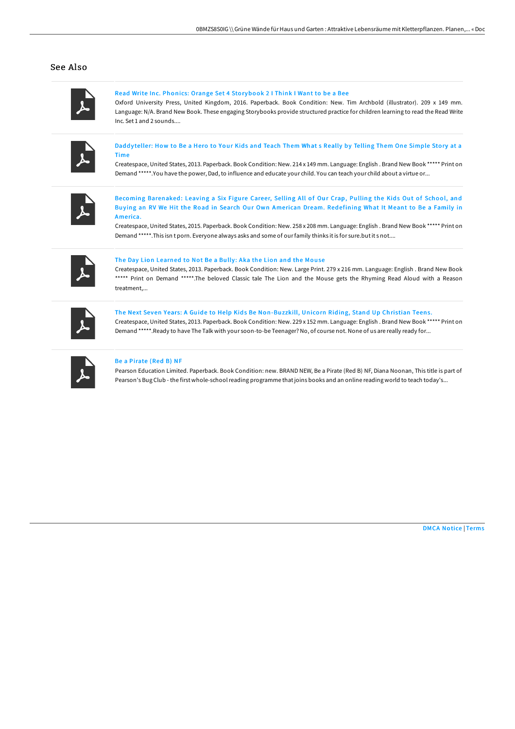## See Also

**Read Write Inc. Phonics: Orange Set 4 Storybook 2 I Think I Want to be a Bee**

Oxford University Press, United Kingdom, 2016. Paperback. Book Condition: New. Tim Archbold (illustrator). 209 x 149 mm. Language: N/A. Brand New Book. These engaging Storybooks provide structured practice for children learning to read the Read Write Inc. Set 1 and 2 sounds....

**Daddyteller: How to Be a Hero to Your Kids and Teach Them What s Really by Telling Them One Simple Story at a Time**

Createspace, United States, 2013. Paperback. Book Condition: New. 214 x 149 mm. Language: English . Brand New Book ***** Print on Demand *****.You have the power, Dad, to influence and educate your child. You can teach your child about a virtue or...

**Becoming Barenaked: Leaving a Six Figure Career, Selling All of Our Crap, Pulling the Kids Out of School, and Buying an RV We Hit the Road in Search Our Own American Dream. Redefining What It Meant to Be a Family in America.**

Createspace, United States, 2015. Paperback. Book Condition: New. 258 x 208 mm. Language: English . Brand New Book ***** Print on Demand *****.This isn t porn. Everyone always asks and some of our family thinks it is for sure.but it s not....

**The Day Lion Learned to Not Be a Bully: Aka the Lion and the Mouse**

Createspace, United States, 2013. Paperback. Book Condition: New. Large Print. 279 x 216 mm. Language: English . Brand New Book ***** Print on Demand *****.The beloved Classic tale The Lion and the Mouse gets the Rhyming Read Aloud with a Reason treatment,...

**The Next Seven Years: A Guide to Help Kids Be Non-Buzzkill, Unicorn Riding, Stand Up Christian Teens.**

Createspace, United States, 2013. Paperback. Book Condition: New. 229 x 152 mm. Language: English . Brand New Book ***** Print on Demand *****.Ready to have The Talk with your soon-to-be Teenager? No, of course not. None of us are really ready for...

**Be a Pirate (Red B) NF**

Pearson Education Limited. Paperback. Book Condition: new. BRAND NEW, Be a Pirate (Red B) NF, Diana Noonan, This title is part of Pearson's Bug Club - the first whole-school reading programme that joins books and an online reading world to teach today's...